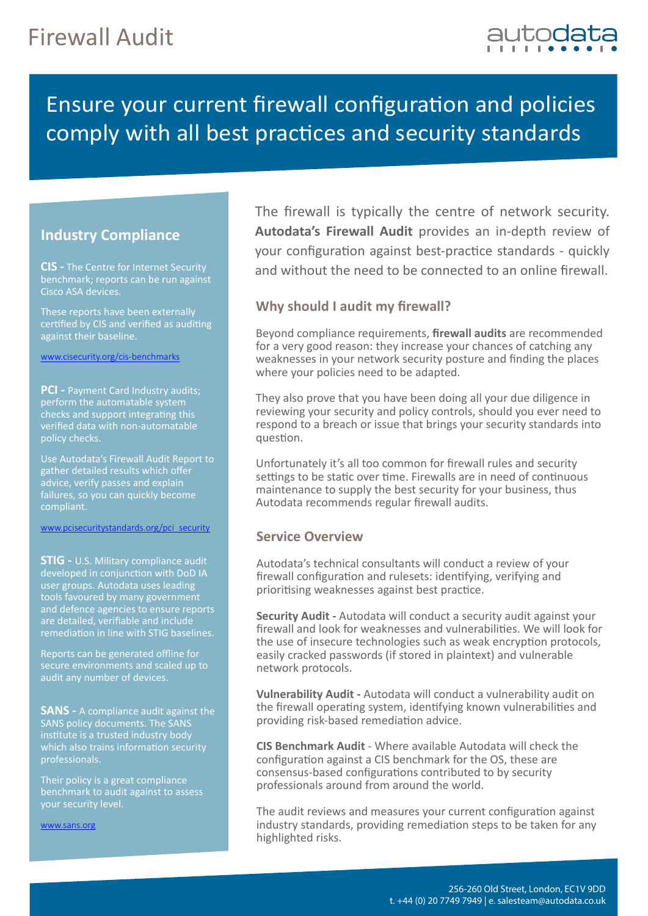# Firewall Audit

## Ensure your current firewall configuration and policies comply with all best practices and security standards

The firewall is typically the centre of network security. **Autodata's Firewall Audit** provides an in-depth review of your configuration against best-practice standards - quickly and without the need to be connected to an online firewall.

### Why should I audit my firewall?

Beyond compliance requirements, **firewall audits** are recommended for a very good reason: they increase your chances of catching any weaknesses in your network security posture and finding the places where your policies need to be adapted.

They also prove that you have been doing all your due diligence in reviewing your security and policy controls, should you ever need to respond to a breach or issue that brings your security standards into question.

Unfortunately it's all too common for firewall rules and security settings to be static over time. Firewalls are in need of continuous maintenance to supply the best security for your business, thus Autodata recommends regular firewall audits.

### Service Overview

Autodata's technical consultants will conduct a review of your firewall configuration and rulesets: identifying, verifying and prioritising weaknesses against best practice.

**Security Audit -** Autodata will conduct a security audit against your firewall and look for weaknesses and vulnerabilities. We will look for the use of insecure technologies such as weak encryption protocols, easily cracked passwords (if stored in plaintext) and vulnerable network protocols.

**Vulnerability Audit -** Autodata will conduct a vulnerability audit on the firewall operating system, identifying known vulnerabilities and providing risk-based remediation advice.

**CIS Benchmark Audit** - Where available Autodata will check the configuration against a CIS benchmark for the OS, these are consensus-based configurations contributed to by security professionals around from around the world.

The audit reviews and measures your current configuration against industry standards, providing remediation steps to be taken for any highlighted risks.

### Industry Compliance

**CIS -** The Centre for Internet Security benchmark; reports can be run against Cisco ASA devices.

These reports have been externally certified by CIS and verified as auditing against their baseline.

www.cisecurity.org/cis-benchmarks

**PCI -** Payment Card Industry audits; perform the automatable system checks and support integrating this verified data with non-automatable policy checks.

Use Autodata's Firewall Audit Report to gather detailed results which offer advice, verify passes and explain failures, so you can quickly become compliant.

www.pcisecuritystandards.org/pci_security

**STIG -** U.S. Military compliance audit developed in conjunction with DoD IA user groups. Autodata uses leading tools favoured by many government and defence agencies to ensure reports are detailed, verifiable and include remediation in line with STIG baselines.

Reports can be generated offline for secure environments and scaled up to audit any number of devices.

**SANS -** A compliance audit against the SANS policy documents. The SANS institute is a trusted industry body which also trains information security professionals.

Their policy is a great compliance benchmark to audit against to assess your security level.

www.sans.org

256-260 Old Street, London, EC1V 9DD
t. +44 (0) 20 7749 7949 | e. salesteam@autodata.co.uk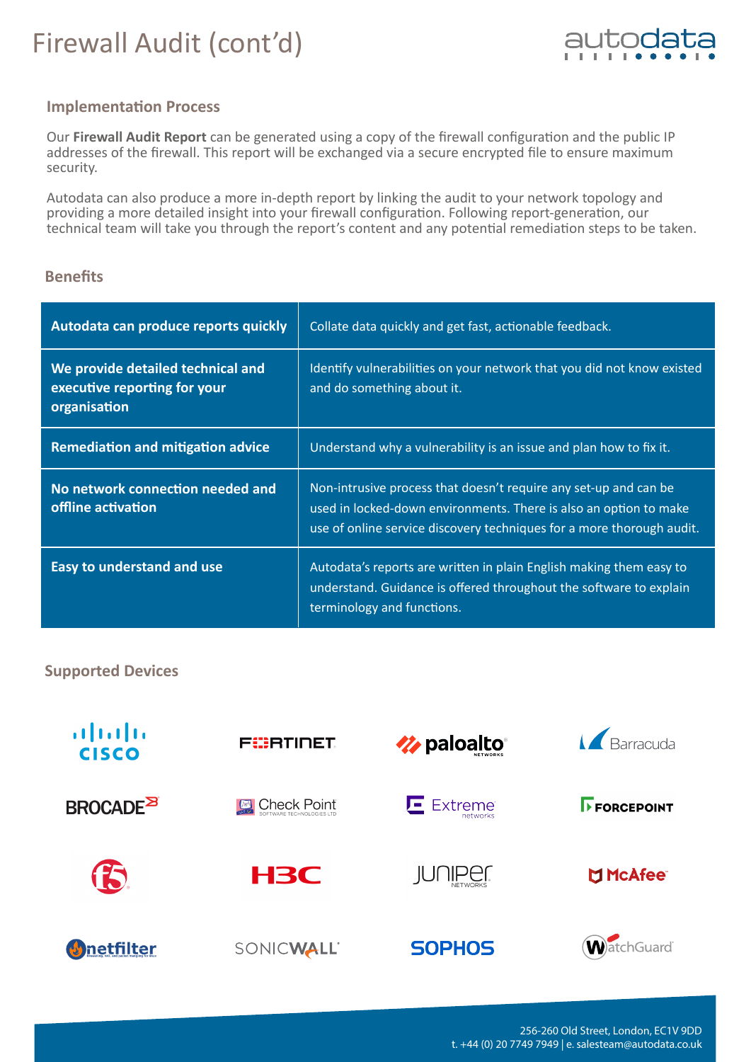# Firewall Audit (cont'd)

## Implementation Process

Our **Firewall Audit Report** can be generated using a copy of the firewall configuration and the public IP addresses of the firewall. This report will be exchanged via a secure encrypted file to ensure maximum security.

Autodata can also produce a more in-depth report by linking the audit to your network topology and providing a more detailed insight into your firewall configuration. Following report-generation, our technical team will take you through the report's content and any potential remediation steps to be taken.

## Benefits

| | |
|---|---|
| **Autodata can produce reports quickly** | Collate data quickly and get fast, actionable feedback. |
| **We provide detailed technical and executive reporting for your organisation** | Identify vulnerabilities on your network that you did not know existed and do something about it. |
| **Remediation and mitigation advice** | Understand why a vulnerability is an issue and plan how to fix it. |
| **No network connection needed and offline activation** | Non-intrusive process that doesn't require any set-up and can be used in locked-down environments. There is also an option to make use of online service discovery techniques for a more thorough audit. |
| **Easy to understand and use** | Autodata's reports are written in plain English making them easy to understand. Guidance is offered throughout the software to explain terminology and functions. |

## Supported Devices

Cisco, Fortinet, Palo Alto Networks, Barracuda, Brocade, Check Point, Extreme Networks, Forcepoint, F5, H3C, Juniper Networks, McAfee, netfilter, SonicWall, Sophos, WatchGuard

256-260 Old Street, London, EC1V 9DD
t. +44 (0) 20 7749 7949 | e. salesteam@autodata.co.uk